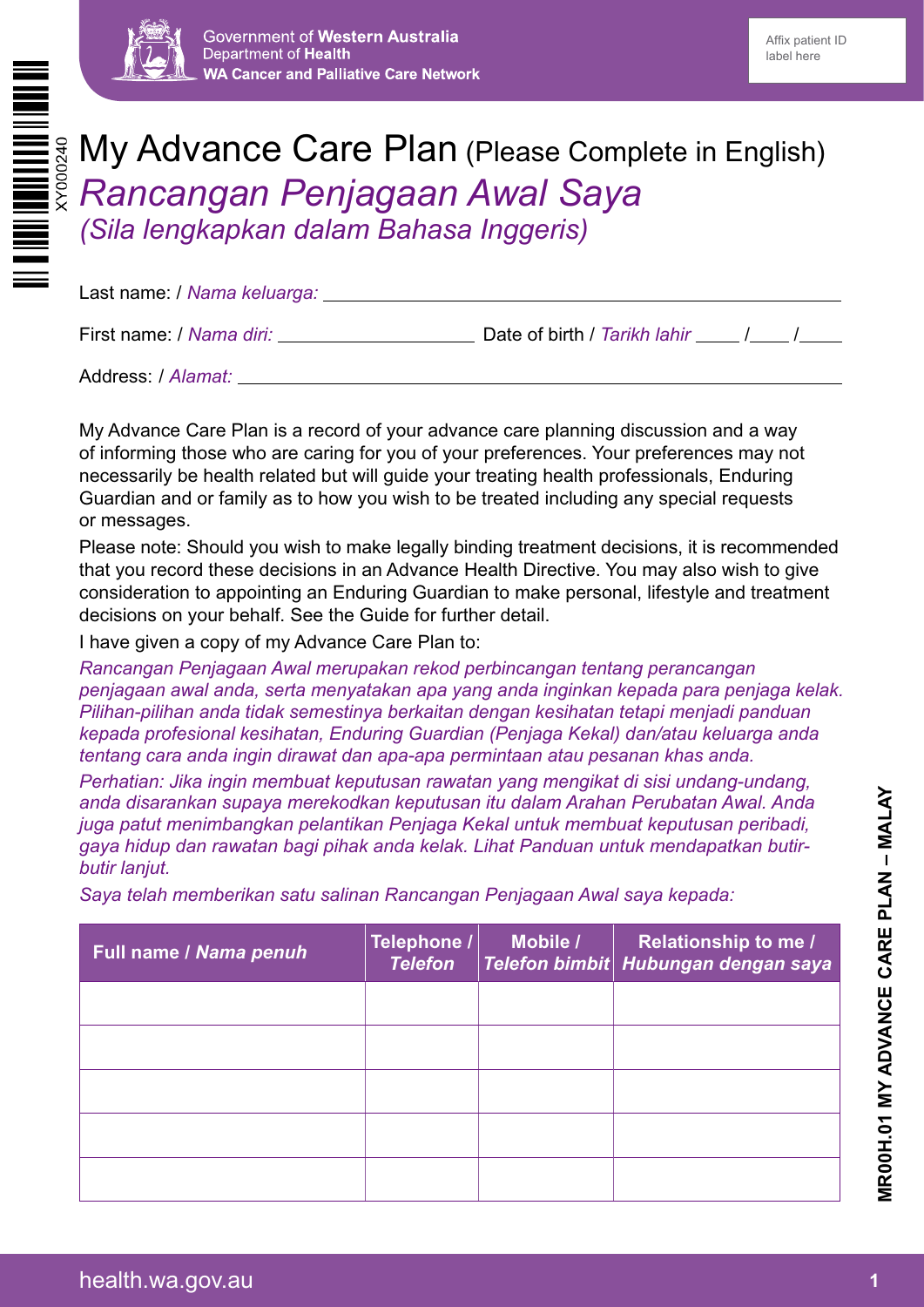Government of Western Australia
Department of Health
WA Cancer and Palliative Care Network

Affix patient ID label here

# My Advance Care Plan (Please Complete in English)

## *Rancangan Penjagaan Awal Saya*

*(Sila lengkapkan dalam Bahasa Inggeris)*

Last name: / *Nama keluarga:* ______________________________

First name: / *Nama diri:* ____________________ Date of birth / *Tarikh lahir* ____ /____ /____

Address: / *Alamat:* ______________________________

My Advance Care Plan is a record of your advance care planning discussion and a way of informing those who are caring for you of your preferences. Your preferences may not necessarily be health related but will guide your treating health professionals, Enduring Guardian and or family as to how you wish to be treated including any special requests or messages.

Please note: Should you wish to make legally binding treatment decisions, it is recommended that you record these decisions in an Advance Health Directive. You may also wish to give consideration to appointing an Enduring Guardian to make personal, lifestyle and treatment decisions on your behalf. See the Guide for further detail.

I have given a copy of my Advance Care Plan to:

*Rancangan Penjagaan Awal merupakan rekod perbincangan tentang perancangan penjagaan awal anda, serta menyatakan apa yang anda inginkan kepada para penjaga kelak. Pilihan-pilihan anda tidak semestinya berkaitan dengan kesihatan tetapi menjadi panduan kepada profesional kesihatan, Enduring Guardian (Penjaga Kekal) dan/atau keluarga anda tentang cara anda ingin dirawat dan apa-apa permintaan atau pesanan khas anda.*

*Perhatian: Jika ingin membuat keputusan rawatan yang mengikat di sisi undang-undang, anda disarankan supaya merekodkan keputusan itu dalam Arahan Perubatan Awal. Anda juga patut menimbangkan pelantikan Penjaga Kekal untuk membuat keputusan peribadi, gaya hidup dan rawatan bagi pihak anda kelak. Lihat Panduan untuk mendapatkan butir-butir lanjut.*

*Saya telah memberikan satu salinan Rancangan Penjagaan Awal saya kepada:*

| Full name / *Nama penuh* | Telephone / *Telefon* | Mobile / *Telefon bimbit* | Relationship to me / *Hubungan dengan saya* |
|---|---|---|---|
| | | | |
| | | | |
| | | | |
| | | | |
| | | | |

MR00H.01 MY ADVANCE CARE PLAN – MALAY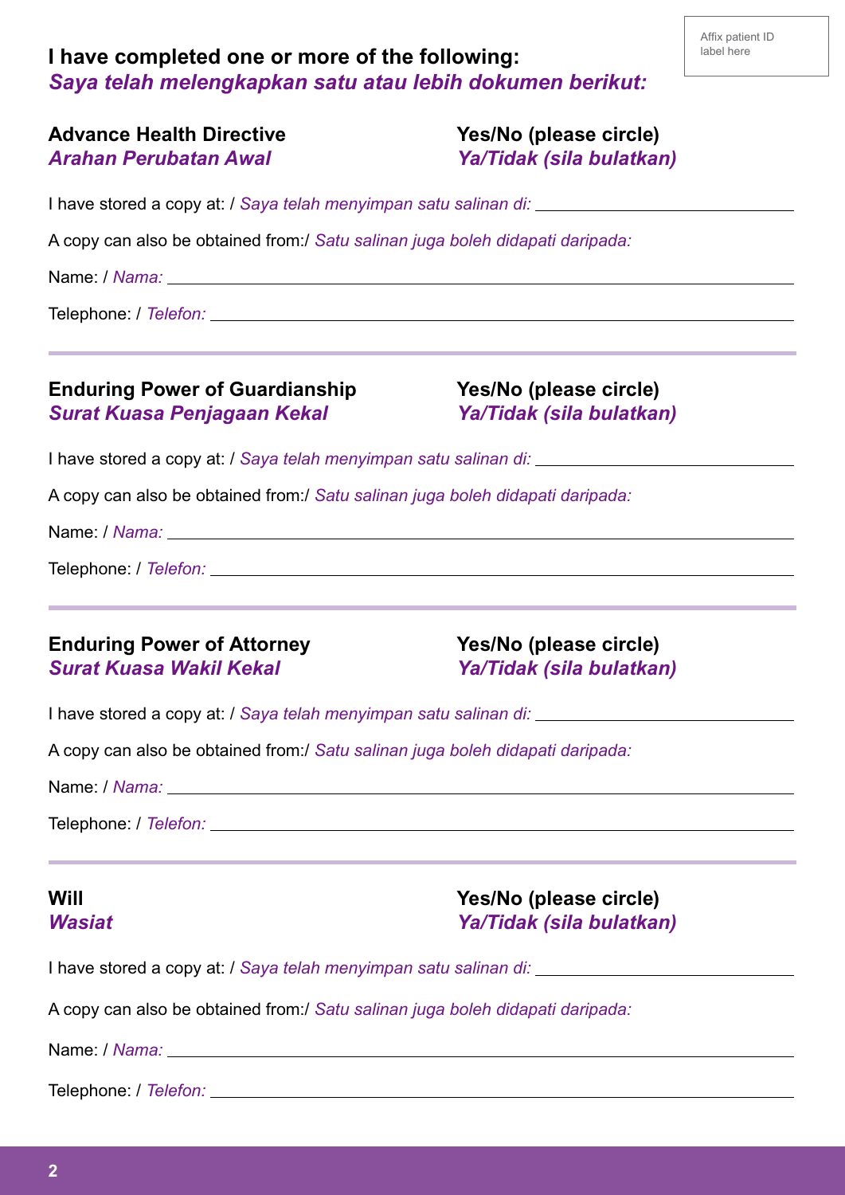Affix patient ID label here

## I have completed one or more of the following:
## *Saya telah melengkapkan satu atau lebih dokumen berikut:*

**Advance Health Directive** — **Yes/No (please circle)**
***Arahan Perubatan Awal*** — ***Ya/Tidak (sila bulatkan)***

I have stored a copy at: / *Saya telah menyimpan satu salinan di:* ____________________

A copy can also be obtained from:/ *Satu salinan juga boleh didapati daripada:*

Name: / *Nama:* ____________________

Telephone: / *Telefon:* ____________________

---

**Enduring Power of Guardianship** — **Yes/No (please circle)**
***Surat Kuasa Penjagaan Kekal*** — ***Ya/Tidak (sila bulatkan)***

I have stored a copy at: / *Saya telah menyimpan satu salinan di:* ____________________

A copy can also be obtained from:/ *Satu salinan juga boleh didapati daripada:*

Name: / *Nama:* ____________________

Telephone: / *Telefon:* ____________________

---

**Enduring Power of Attorney** — **Yes/No (please circle)**
***Surat Kuasa Wakil Kekal*** — ***Ya/Tidak (sila bulatkan)***

I have stored a copy at: / *Saya telah menyimpan satu salinan di:* ____________________

A copy can also be obtained from:/ *Satu salinan juga boleh didapati daripada:*

Name: / *Nama:* ____________________

Telephone: / *Telefon:* ____________________

---

**Will** — **Yes/No (please circle)**
***Wasiat*** — ***Ya/Tidak (sila bulatkan)***

I have stored a copy at: / *Saya telah menyimpan satu salinan di:* ____________________

A copy can also be obtained from:/ *Satu salinan juga boleh didapati daripada:*

Name: / *Nama:* ____________________

Telephone: / *Telefon:* ____________________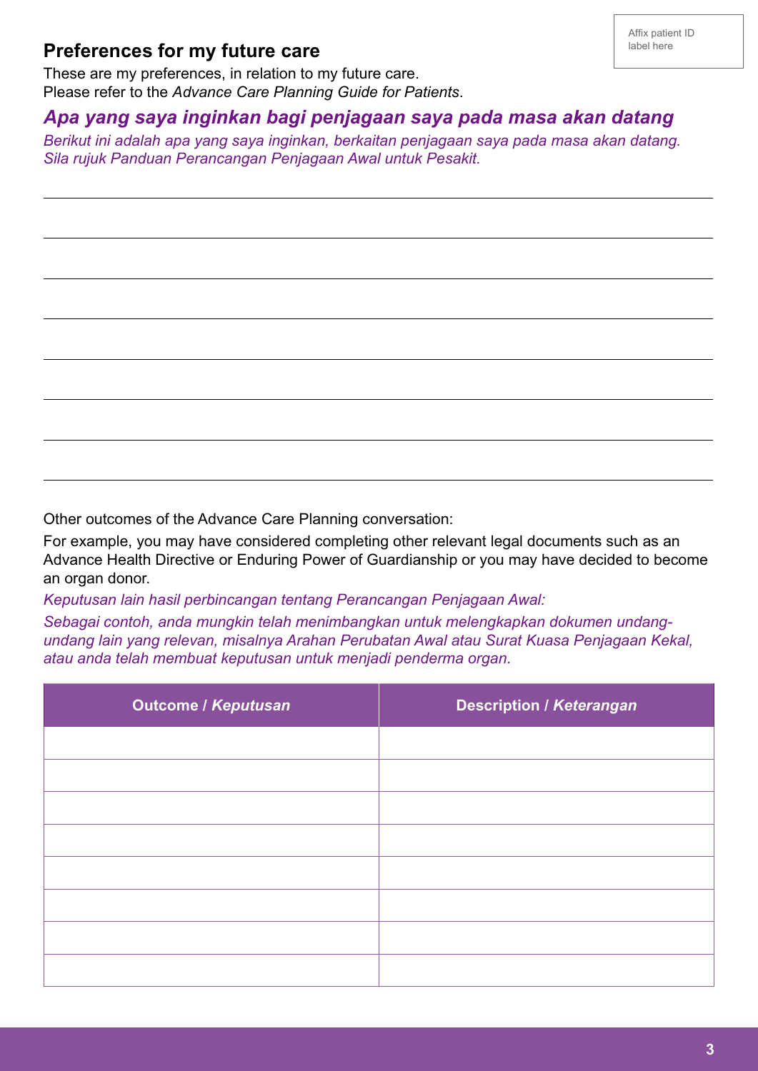Affix patient ID label here

## Preferences for my future care

These are my preferences, in relation to my future care.
Please refer to the *Advance Care Planning Guide for Patients*.

## *Apa yang saya inginkan bagi penjagaan saya pada masa akan datang*

*Berikut ini adalah apa yang saya inginkan, berkaitan penjagaan saya pada masa akan datang. Sila rujuk Panduan Perancangan Penjagaan Awal untuk Pesakit.*

Other outcomes of the Advance Care Planning conversation:

For example, you may have considered completing other relevant legal documents such as an Advance Health Directive or Enduring Power of Guardianship or you may have decided to become an organ donor.

*Keputusan lain hasil perbincangan tentang Perancangan Penjagaan Awal:*

*Sebagai contoh, anda mungkin telah menimbangkan untuk melengkapkan dokumen undang-undang lain yang relevan, misalnya Arahan Perubatan Awal atau Surat Kuasa Penjagaan Kekal, atau anda telah membuat keputusan untuk menjadi penderma organ.*

| Outcome / *Keputusan* | Description / *Keterangan* |
|---|---|
| | |
| | |
| | |
| | |
| | |
| | |
| | |
| | |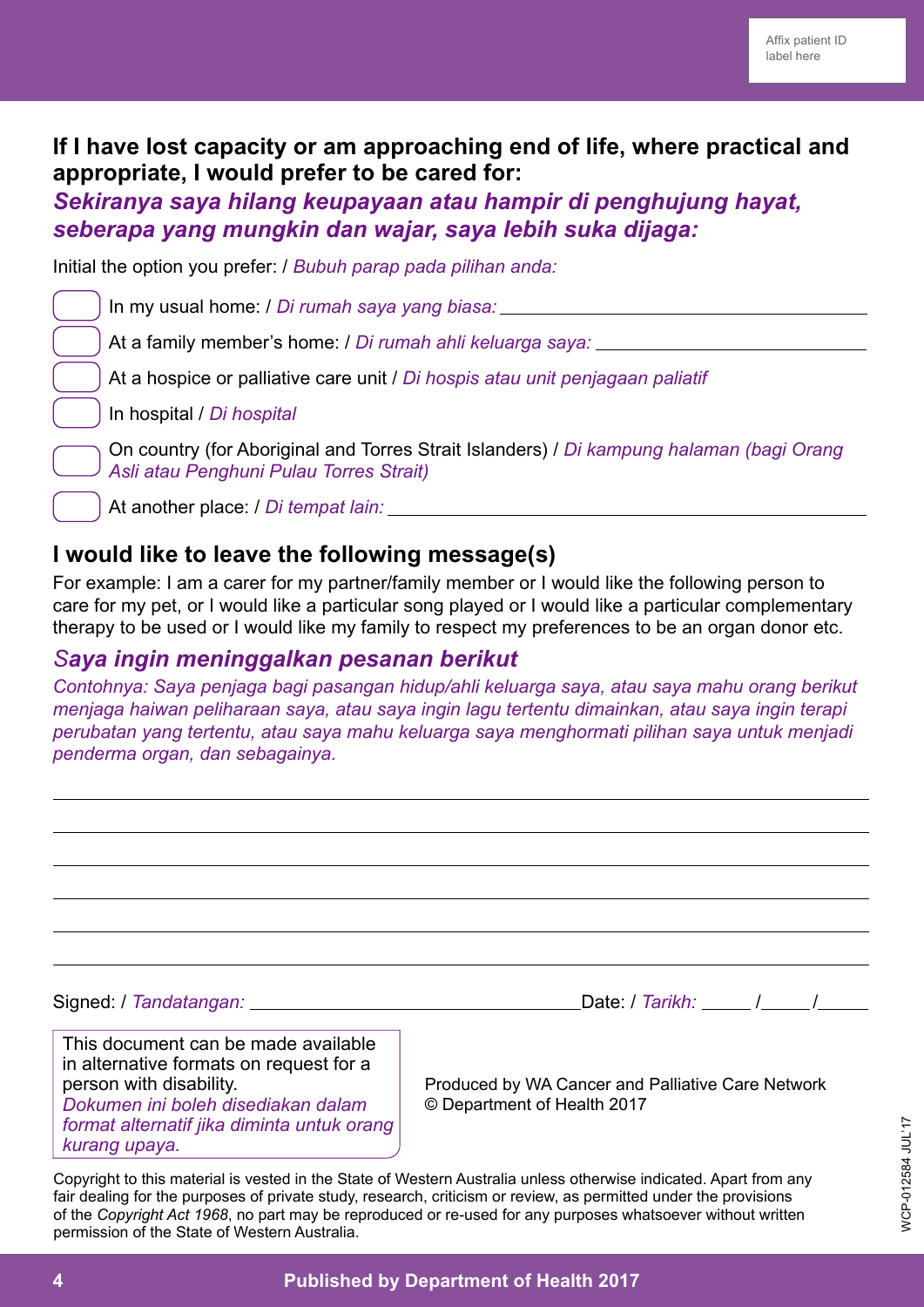Affix patient ID label here

**If I have lost capacity or am approaching end of life, where practical and appropriate, I would prefer to be cared for:**
***Sekiranya saya hilang keupayaan atau hampir di penghujung hayat, seberapa yang mungkin dan wajar, saya lebih suka dijaga:***

Initial the option you prefer: / *Bubuh parap pada pilihan anda:*

- [ ] In my usual home: / *Di rumah saya yang biasa:* ____________________
- [ ] At a family member's home: / *Di rumah ahli keluarga saya:* ____________________
- [ ] At a hospice or palliative care unit / *Di hospis atau unit penjagaan paliatif*
- [ ] In hospital / *Di hospital*
- [ ] On country (for Aboriginal and Torres Strait Islanders) / *Di kampung halaman (bagi Orang Asli atau Penghuni Pulau Torres Strait)*
- [ ] At another place: / *Di tempat lain:* ____________________

## I would like to leave the following message(s)

For example: I am a carer for my partner/family member or I would like the following person to care for my pet, or I would like a particular song played or I would like a particular complementary therapy to be used or I would like my family to respect my preferences to be an organ donor etc.

## *Saya ingin meninggalkan pesanan berikut*

*Contohnya: Saya penjaga bagi pasangan hidup/ahli keluarga saya, atau saya mahu orang berikut menjaga haiwan peliharaan saya, atau saya ingin lagu tertentu dimainkan, atau saya ingin terapi perubatan yang tertentu, atau saya mahu keluarga saya menghormati pilihan saya untuk menjadi penderma organ, dan sebagainya.*

____________________________________________________________

____________________________________________________________

____________________________________________________________

____________________________________________________________

____________________________________________________________

____________________________________________________________

Signed: / *Tandatangan:* ____________________ Date: / *Tarikh:* _____ /_____ /_____

This document can be made available in alternative formats on request for a person with disability.
*Dokumen ini boleh disediakan dalam format alternatif jika diminta untuk orang kurang upaya.*

Produced by WA Cancer and Palliative Care Network
© Department of Health 2017

Copyright to this material is vested in the State of Western Australia unless otherwise indicated. Apart from any fair dealing for the purposes of private study, research, criticism or review, as permitted under the provisions of the *Copyright Act 1968*, no part may be reproduced or re-used for any purposes whatsoever without written permission of the State of Western Australia.

WCP-012584 JUL'17

Published by Department of Health 2017